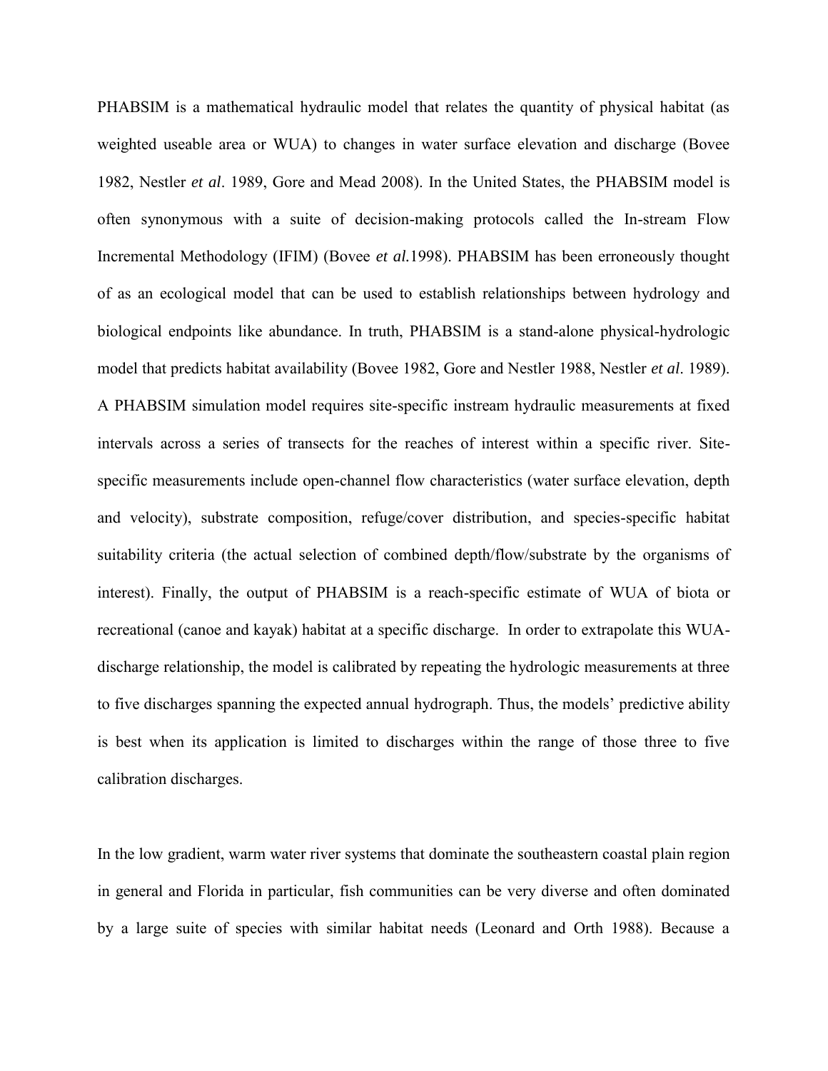PHABSIM is a mathematical hydraulic model that relates the quantity of physical habitat (as weighted useable area or WUA) to changes in water surface elevation and discharge (Bovee 1982, Nestler *et al*. 1989, Gore and Mead 2008). In the United States, the PHABSIM model is often synonymous with a suite of decision-making protocols called the In-stream Flow Incremental Methodology (IFIM) (Bovee *et al.*1998). PHABSIM has been erroneously thought of as an ecological model that can be used to establish relationships between hydrology and biological endpoints like abundance. In truth, PHABSIM is a stand-alone physical-hydrologic model that predicts habitat availability (Bovee 1982, Gore and Nestler 1988, Nestler *et al*. 1989). A PHABSIM simulation model requires site-specific instream hydraulic measurements at fixed intervals across a series of transects for the reaches of interest within a specific river. Site-specific measurements include open-channel flow characteristics (water surface elevation, depth and velocity), substrate composition, refuge/cover distribution, and species-specific habitat suitability criteria (the actual selection of combined depth/flow/substrate by the organisms of interest). Finally, the output of PHABSIM is a reach-specific estimate of WUA of biota or recreational (canoe and kayak) habitat at a specific discharge. In order to extrapolate this WUA-discharge relationship, the model is calibrated by repeating the hydrologic measurements at three to five discharges spanning the expected annual hydrograph. Thus, the models' predictive ability is best when its application is limited to discharges within the range of those three to five calibration discharges.

In the low gradient, warm water river systems that dominate the southeastern coastal plain region in general and Florida in particular, fish communities can be very diverse and often dominated by a large suite of species with similar habitat needs (Leonard and Orth 1988). Because a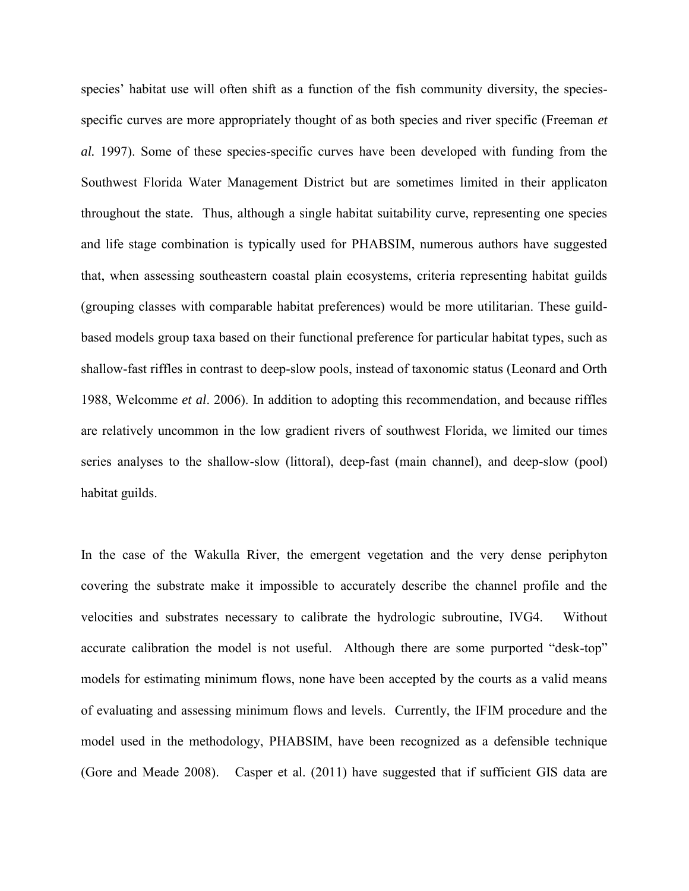species' habitat use will often shift as a function of the fish community diversity, the species-specific curves are more appropriately thought of as both species and river specific (Freeman *et al.* 1997). Some of these species-specific curves have been developed with funding from the Southwest Florida Water Management District but are sometimes limited in their applicaton throughout the state. Thus, although a single habitat suitability curve, representing one species and life stage combination is typically used for PHABSIM, numerous authors have suggested that, when assessing southeastern coastal plain ecosystems, criteria representing habitat guilds (grouping classes with comparable habitat preferences) would be more utilitarian. These guild-based models group taxa based on their functional preference for particular habitat types, such as shallow-fast riffles in contrast to deep-slow pools, instead of taxonomic status (Leonard and Orth 1988, Welcomme *et al*. 2006). In addition to adopting this recommendation, and because riffles are relatively uncommon in the low gradient rivers of southwest Florida, we limited our times series analyses to the shallow-slow (littoral), deep-fast (main channel), and deep-slow (pool) habitat guilds.

In the case of the Wakulla River, the emergent vegetation and the very dense periphyton covering the substrate make it impossible to accurately describe the channel profile and the velocities and substrates necessary to calibrate the hydrologic subroutine, IVG4. Without accurate calibration the model is not useful. Although there are some purported "desk-top" models for estimating minimum flows, none have been accepted by the courts as a valid means of evaluating and assessing minimum flows and levels. Currently, the IFIM procedure and the model used in the methodology, PHABSIM, have been recognized as a defensible technique (Gore and Meade 2008). Casper et al. (2011) have suggested that if sufficient GIS data are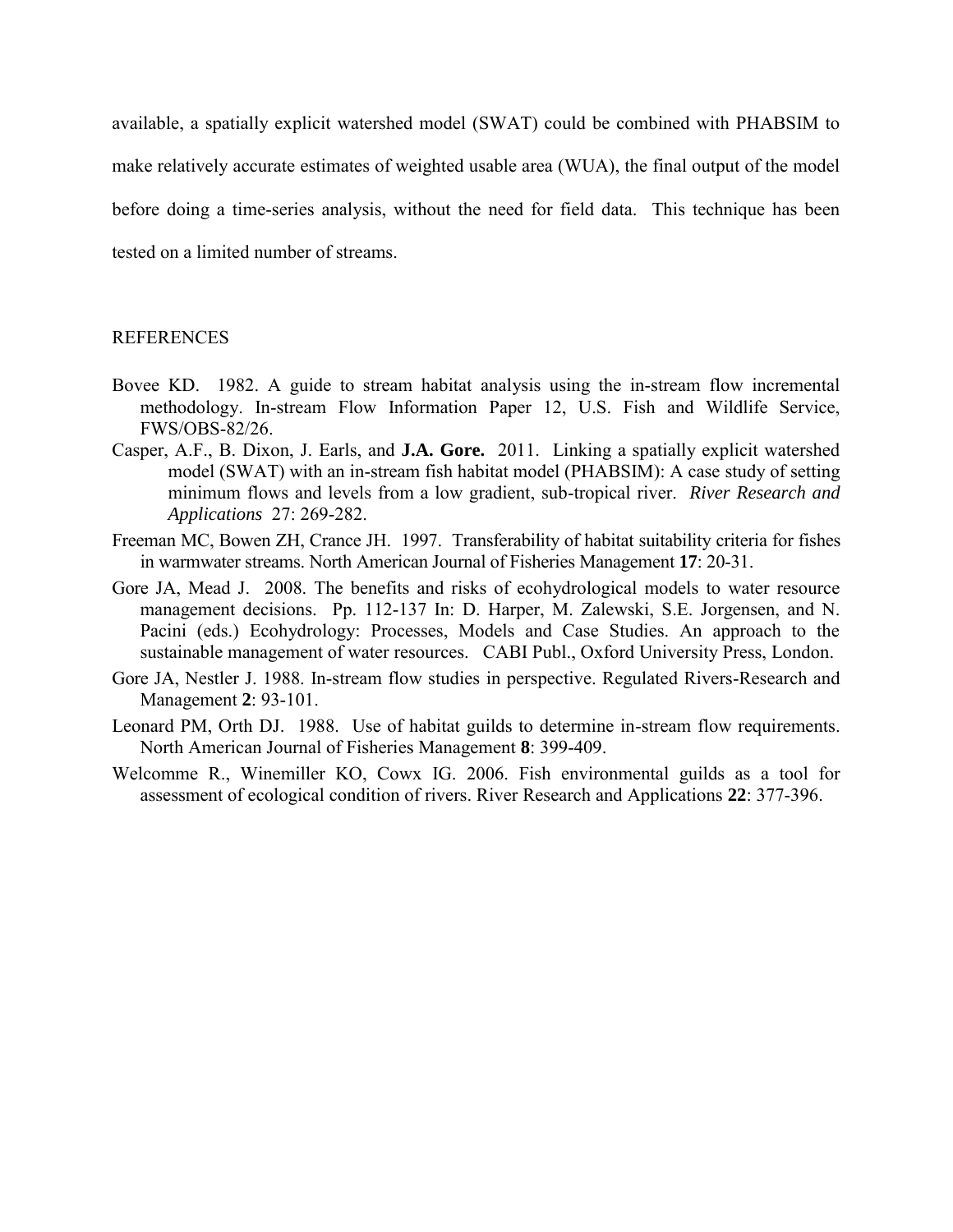available, a spatially explicit watershed model (SWAT) could be combined with PHABSIM to make relatively accurate estimates of weighted usable area (WUA), the final output of the model before doing a time-series analysis, without the need for field data. This technique has been tested on a limited number of streams.

## REFERENCES

Bovee KD. 1982. A guide to stream habitat analysis using the in-stream flow incremental methodology. In-stream Flow Information Paper 12, U.S. Fish and Wildlife Service, FWS/OBS-82/26.

Casper, A.F., B. Dixon, J. Earls, and **J.A. Gore.** 2011. Linking a spatially explicit watershed model (SWAT) with an in-stream fish habitat model (PHABSIM): A case study of setting minimum flows and levels from a low gradient, sub-tropical river. *River Research and Applications* 27: 269-282.

Freeman MC, Bowen ZH, Crance JH. 1997. Transferability of habitat suitability criteria for fishes in warmwater streams. North American Journal of Fisheries Management **17**: 20-31.

Gore JA, Mead J. 2008. The benefits and risks of ecohydrological models to water resource management decisions. Pp. 112-137 In: D. Harper, M. Zalewski, S.E. Jorgensen, and N. Pacini (eds.) Ecohydrology: Processes, Models and Case Studies. An approach to the sustainable management of water resources. CABI Publ., Oxford University Press, London.

Gore JA, Nestler J. 1988. In-stream flow studies in perspective. Regulated Rivers-Research and Management **2**: 93-101.

Leonard PM, Orth DJ. 1988. Use of habitat guilds to determine in-stream flow requirements. North American Journal of Fisheries Management **8**: 399-409.

Welcomme R., Winemiller KO, Cowx IG. 2006. Fish environmental guilds as a tool for assessment of ecological condition of rivers. River Research and Applications **22**: 377-396.